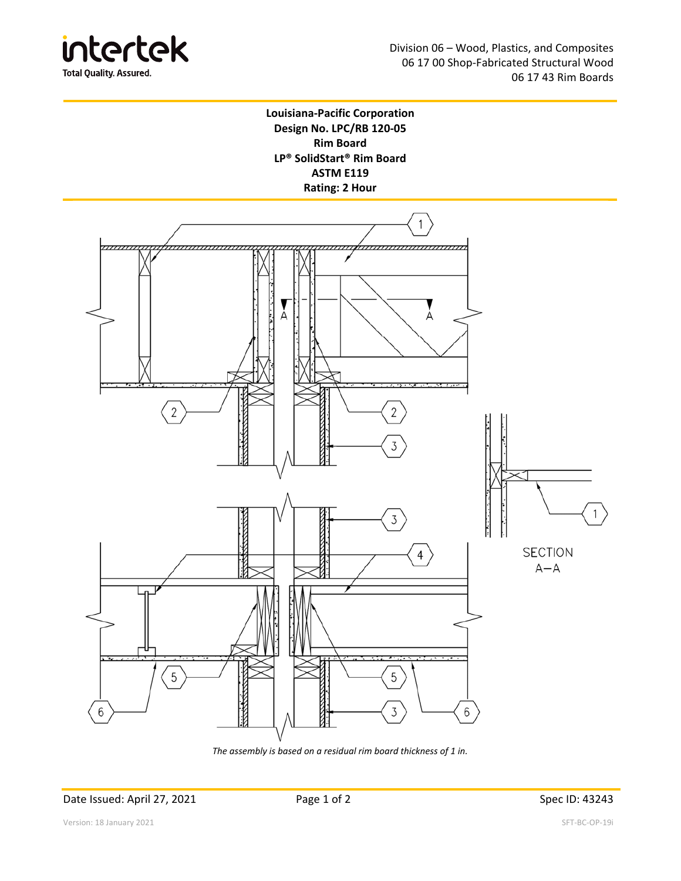Division 06 – Wood, Plastics, and Composites
06 17 00 Shop-Fabricated Structural Wood
06 17 43 Rim Boards

**Louisiana-Pacific Corporation**
**Design No. LPC/RB 120-05**
**Rim Board**
**LP® SolidStart® Rim Board**
**ASTM E119**
**Rating: 2 Hour**

*The assembly is based on a residual rim board thickness of 1 in.*

Date Issued: April 27, 2021

Spec ID: 43243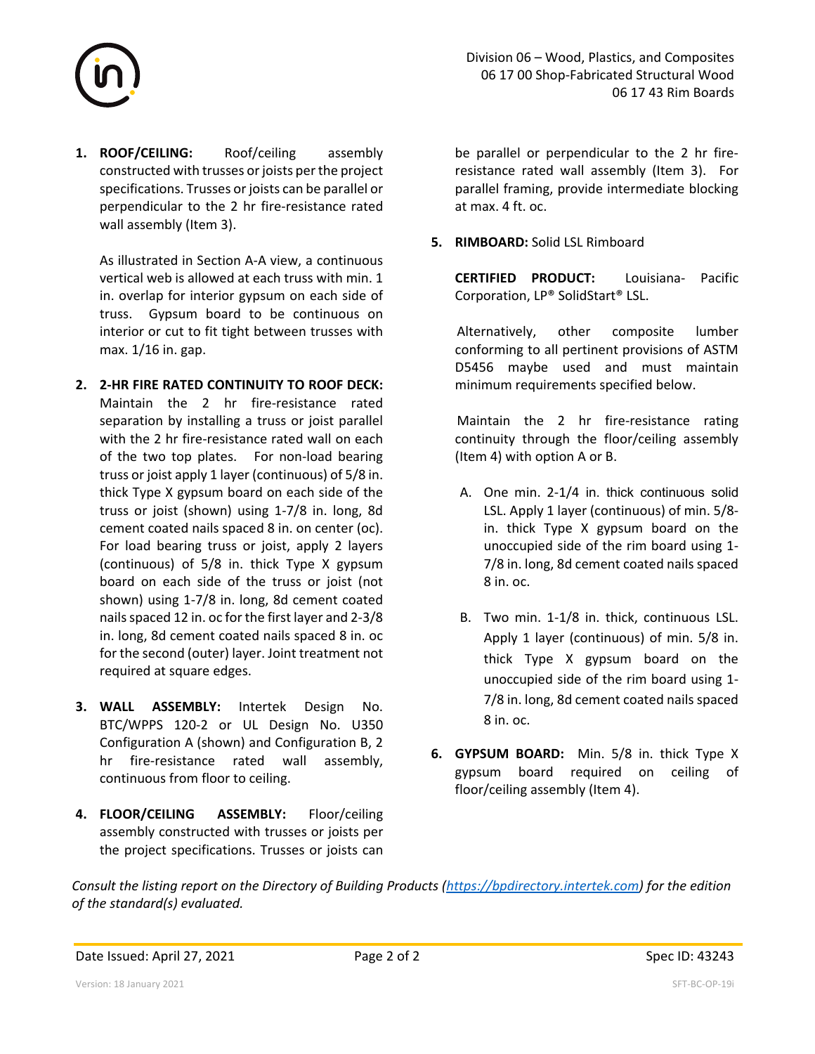1. **ROOF/CEILING:** Roof/ceiling assembly constructed with trusses or joists per the project specifications. Trusses or joists can be parallel or perpendicular to the 2 hr fire-resistance rated wall assembly (Item 3).

   As illustrated in Section A-A view, a continuous vertical web is allowed at each truss with min. 1 in. overlap for interior gypsum on each side of truss. Gypsum board to be continuous on interior or cut to fit tight between trusses with max. 1/16 in. gap.

2. **2-HR FIRE RATED CONTINUITY TO ROOF DECK:** Maintain the 2 hr fire-resistance rated separation by installing a truss or joist parallel with the 2 hr fire-resistance rated wall on each of the two top plates. For non-load bearing truss or joist apply 1 layer (continuous) of 5/8 in. thick Type X gypsum board on each side of the truss or joist (shown) using 1-7/8 in. long, 8d cement coated nails spaced 8 in. on center (oc). For load bearing truss or joist, apply 2 layers (continuous) of 5/8 in. thick Type X gypsum board on each side of the truss or joist (not shown) using 1-7/8 in. long, 8d cement coated nails spaced 12 in. oc for the first layer and 2-3/8 in. long, 8d cement coated nails spaced 8 in. oc for the second (outer) layer. Joint treatment not required at square edges.

3. **WALL ASSEMBLY:** Intertek Design No. BTC/WPPS 120-2 or UL Design No. U350 Configuration A (shown) and Configuration B, 2 hr fire-resistance rated wall assembly, continuous from floor to ceiling.

4. **FLOOR/CEILING ASSEMBLY:** Floor/ceiling assembly constructed with trusses or joists per the project specifications. Trusses or joists can be parallel or perpendicular to the 2 hr fire-resistance rated wall assembly (Item 3). For parallel framing, provide intermediate blocking at max. 4 ft. oc.

5. **RIMBOARD:** Solid LSL Rimboard

   **CERTIFIED PRODUCT:** Louisiana- Pacific Corporation, LP® SolidStart® LSL.

   Alternatively, other composite lumber conforming to all pertinent provisions of ASTM D5456 maybe used and must maintain minimum requirements specified below.

   Maintain the 2 hr fire-resistance rating continuity through the floor/ceiling assembly (Item 4) with option A or B.

   A. One min. 2-1/4 in. thick continuous solid LSL. Apply 1 layer (continuous) of min. 5/8-in. thick Type X gypsum board on the unoccupied side of the rim board using 1-7/8 in. long, 8d cement coated nails spaced 8 in. oc.

   B. Two min. 1-1/8 in. thick, continuous LSL. Apply 1 layer (continuous) of min. 5/8 in. thick Type X gypsum board on the unoccupied side of the rim board using 1-7/8 in. long, 8d cement coated nails spaced 8 in. oc.

6. **GYPSUM BOARD:** Min. 5/8 in. thick Type X gypsum board required on ceiling of floor/ceiling assembly (Item 4).

*Consult the listing report on the Directory of Building Products ([https://bpdirectory.intertek.com](https://bpdirectory.intertek.com)) for the edition of the standard(s) evaluated.*

Date Issued: April 27, 2021 | Spec ID: 43243